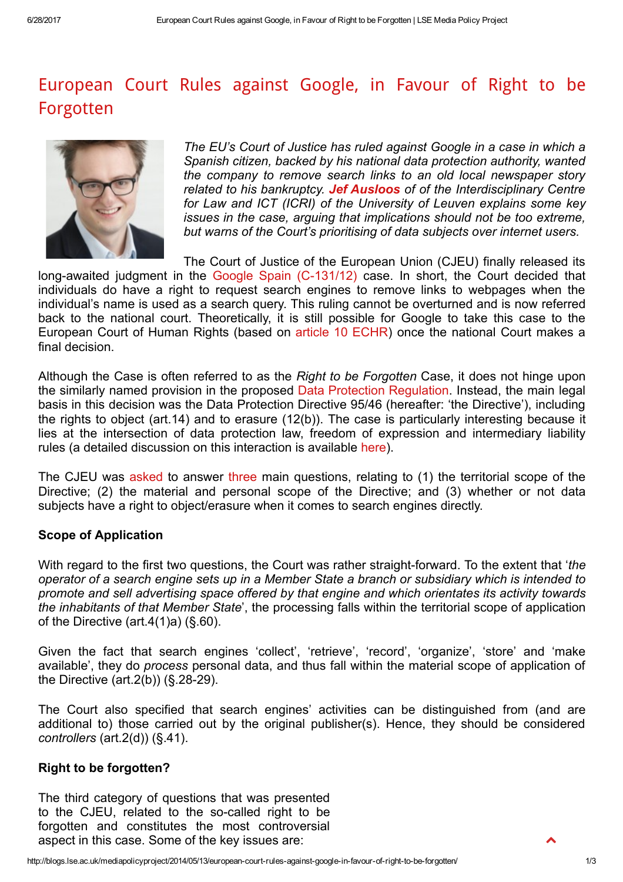# European Court Rules against Google, in Favour of Right to be Forgotten

*The EU's Court of Justice has ruled against Google in a case in which a Spanish citizen, backed by his national data protection authority, wanted the company to remove search links to an old local newspaper story related to his bankruptcy.* ***Jef Ausloos*** *of of the Interdisciplinary Centre for Law and ICT (ICRI) of the University of Leuven explains some key issues in the case, arguing that implications should not be too extreme, but warns of the Court's prioritising of data subjects over internet users.*

The Court of Justice of the European Union (CJEU) finally released its long-awaited judgment in the Google Spain (C-131/12) case. In short, the Court decided that individuals do have a right to request search engines to remove links to webpages when the individual's name is used as a search query. This ruling cannot be overturned and is now referred back to the national court. Theoretically, it is still possible for Google to take this case to the European Court of Human Rights (based on article 10 ECHR) once the national Court makes a final decision.

Although the Case is often referred to as the *Right to be Forgotten* Case, it does not hinge upon the similarly named provision in the proposed Data Protection Regulation. Instead, the main legal basis in this decision was the Data Protection Directive 95/46 (hereafter: 'the Directive'), including the rights to object (art.14) and to erasure (12(b)). The case is particularly interesting because it lies at the intersection of data protection law, freedom of expression and intermediary liability rules (a detailed discussion on this interaction is available here).

The CJEU was asked to answer three main questions, relating to (1) the territorial scope of the Directive; (2) the material and personal scope of the Directive; and (3) whether or not data subjects have a right to object/erasure when it comes to search engines directly.

### Scope of Application

With regard to the first two questions, the Court was rather straight-forward. To the extent that '*the operator of a search engine sets up in a Member State a branch or subsidiary which is intended to promote and sell advertising space offered by that engine and which orientates its activity towards the inhabitants of that Member State*', the processing falls within the territorial scope of application of the Directive (art.4(1)a) (§.60).

Given the fact that search engines 'collect', 'retrieve', 'record', 'organize', 'store' and 'make available', they do *process* personal data, and thus fall within the material scope of application of the Directive (art.2(b)) (§.28-29).

The Court also specified that search engines' activities can be distinguished from (and are additional to) those carried out by the original publisher(s). Hence, they should be considered *controllers* (art.2(d)) (§.41).

### Right to be forgotten?

The third category of questions that was presented to the CJEU, related to the so-called right to be forgotten and constitutes the most controversial aspect in this case. Some of the key issues are: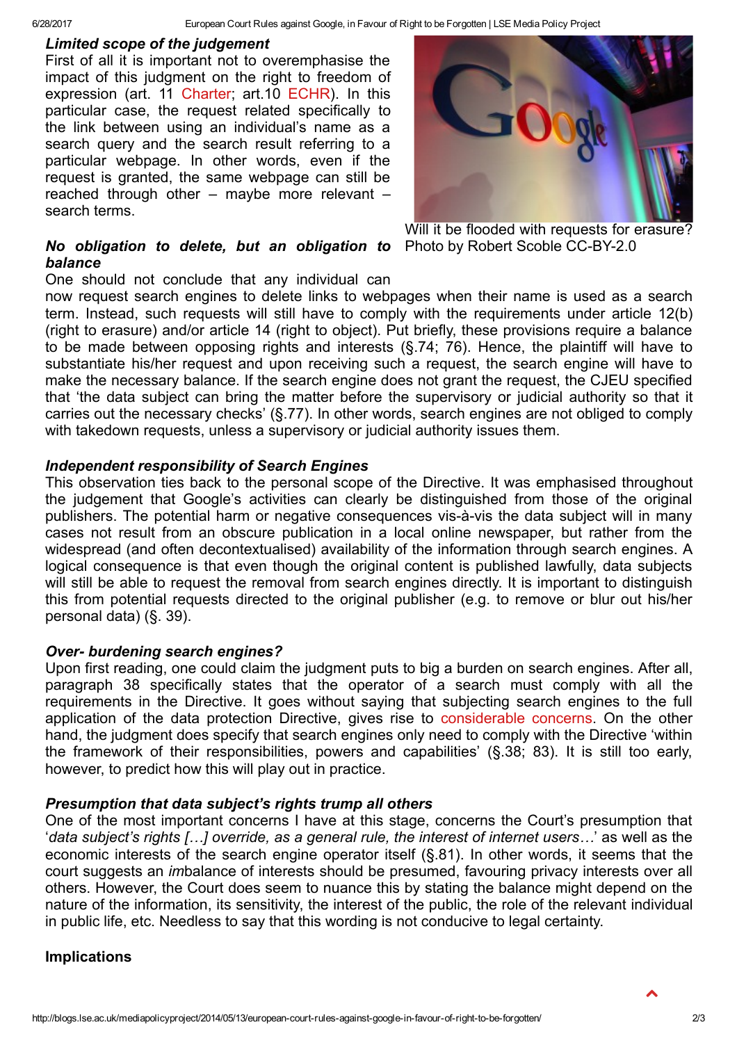### *Limited scope of the judgement*

First of all it is important not to overemphasise the impact of this judgment on the right to freedom of expression (art. 11 Charter; art.10 ECHR). In this particular case, the request related specifically to the link between using an individual's name as a search query and the search result referring to a particular webpage. In other words, even if the request is granted, the same webpage can still be reached through other – maybe more relevant – search terms.

Will it be flooded with requests for erasure? Photo by Robert Scoble CC-BY-2.0

### *No obligation to delete, but an obligation to balance*

One should not conclude that any individual can now request search engines to delete links to webpages when their name is used as a search term. Instead, such requests will still have to comply with the requirements under article 12(b) (right to erasure) and/or article 14 (right to object). Put briefly, these provisions require a balance to be made between opposing rights and interests (§.74; 76). Hence, the plaintiff will have to substantiate his/her request and upon receiving such a request, the search engine will have to make the necessary balance. If the search engine does not grant the request, the CJEU specified that 'the data subject can bring the matter before the supervisory or judicial authority so that it carries out the necessary checks' (§.77). In other words, search engines are not obliged to comply with takedown requests, unless a supervisory or judicial authority issues them.

### *Independent responsibility of Search Engines*

This observation ties back to the personal scope of the Directive. It was emphasised throughout the judgement that Google's activities can clearly be distinguished from those of the original publishers. The potential harm or negative consequences vis-à-vis the data subject will in many cases not result from an obscure publication in a local online newspaper, but rather from the widespread (and often decontextualised) availability of the information through search engines. A logical consequence is that even though the original content is published lawfully, data subjects will still be able to request the removal from search engines directly. It is important to distinguish this from potential requests directed to the original publisher (e.g. to remove or blur out his/her personal data) (§. 39).

### *Over- burdening search engines?*

Upon first reading, one could claim the judgment puts to big a burden on search engines. After all, paragraph 38 specifically states that the operator of a search must comply with all the requirements in the Directive. It goes without saying that subjecting search engines to the full application of the data protection Directive, gives rise to considerable concerns. On the other hand, the judgment does specify that search engines only need to comply with the Directive 'within the framework of their responsibilities, powers and capabilities' (§.38; 83). It is still too early, however, to predict how this will play out in practice.

### *Presumption that data subject's rights trump all others*

One of the most important concerns I have at this stage, concerns the Court's presumption that '*data subject's rights […] override, as a general rule, the interest of internet users…*' as well as the economic interests of the search engine operator itself (§.81). In other words, it seems that the court suggests an *im*balance of interests should be presumed, favouring privacy interests over all others. However, the Court does seem to nuance this by stating the balance might depend on the nature of the information, its sensitivity, the interest of the public, the role of the relevant individual in public life, etc. Needless to say that this wording is not conducive to legal certainty.

### Implications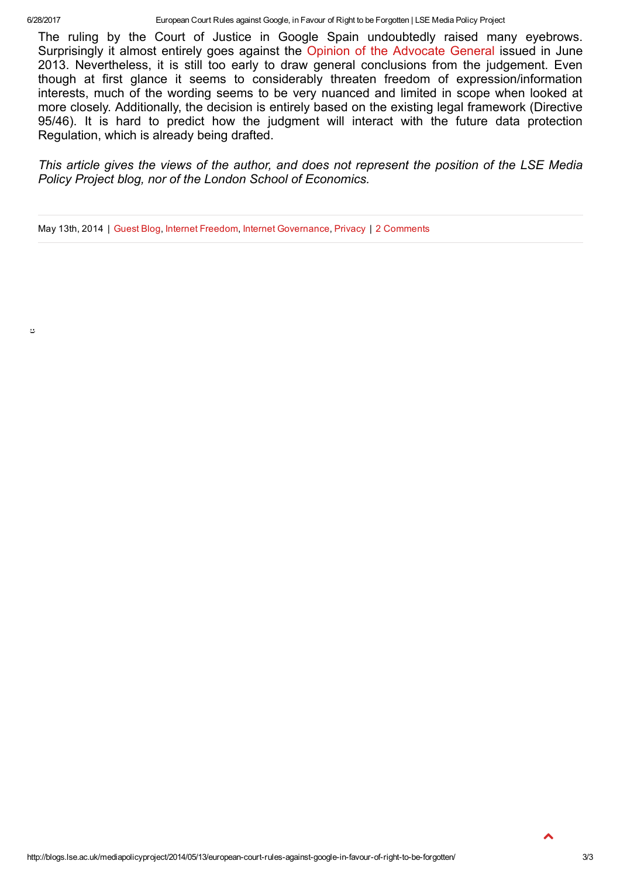The ruling by the Court of Justice in Google Spain undoubtedly raised many eyebrows. Surprisingly it almost entirely goes against the Opinion of the Advocate General issued in June 2013. Nevertheless, it is still too early to draw general conclusions from the judgement. Even though at first glance it seems to considerably threaten freedom of expression/information interests, much of the wording seems to be very nuanced and limited in scope when looked at more closely. Additionally, the decision is entirely based on the existing legal framework (Directive 95/46). It is hard to predict how the judgment will interact with the future data protection Regulation, which is already being drafted.

*This article gives the views of the author, and does not represent the position of the LSE Media Policy Project blog, nor of the London School of Economics.*

May 13th, 2014 | Guest Blog, Internet Freedom, Internet Governance, Privacy | 2 Comments